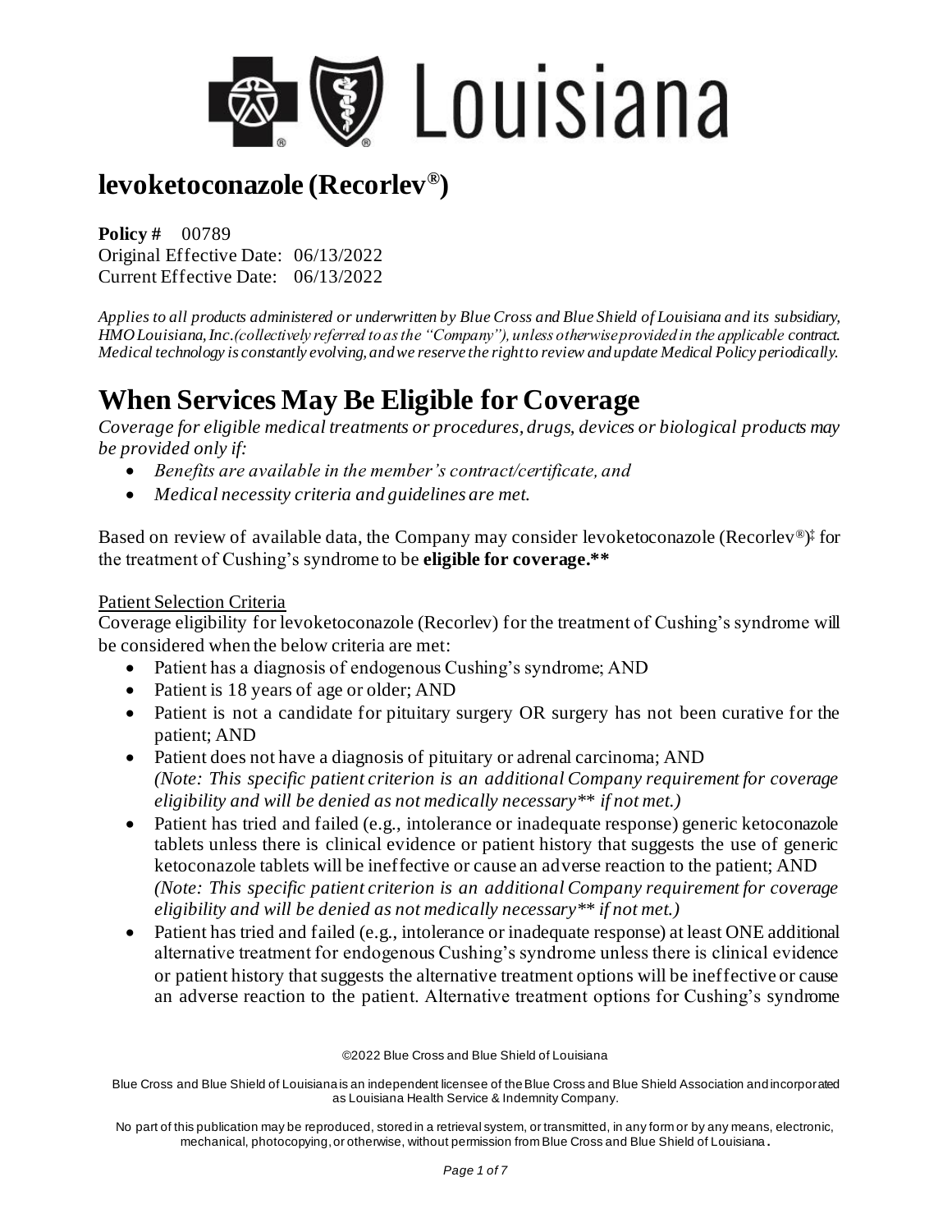# levoketoconazole (Recorlev®)

**Policy #** 00789
Original Effective Date: 06/13/2022
Current Effective Date: 06/13/2022

*Applies to all products administered or underwritten by Blue Cross and Blue Shield of Louisiana and its subsidiary, HMO Louisiana, Inc.(collectively referred to as the "Company"), unless otherwise provided in the applicable contract. Medical technology is constantly evolving, and we reserve the right to review and update Medical Policy periodically.*

# When Services May Be Eligible for Coverage

*Coverage for eligible medical treatments or procedures, drugs, devices or biological products may be provided only if:*

- *Benefits are available in the member's contract/certificate, and*
- *Medical necessity criteria and guidelines are met.*

Based on review of available data, the Company may consider levoketoconazole (Recorlev®)‡ for the treatment of Cushing's syndrome to be **eligible for coverage.****

Patient Selection Criteria

Coverage eligibility for levoketoconazole (Recorlev) for the treatment of Cushing's syndrome will be considered when the below criteria are met:

- Patient has a diagnosis of endogenous Cushing's syndrome; AND
- Patient is 18 years of age or older; AND
- Patient is not a candidate for pituitary surgery OR surgery has not been curative for the patient; AND
- Patient does not have a diagnosis of pituitary or adrenal carcinoma; AND
  *(Note: This specific patient criterion is an additional Company requirement for coverage eligibility and will be denied as not medically necessary** if not met.)*
- Patient has tried and failed (e.g., intolerance or inadequate response) generic ketoconazole tablets unless there is clinical evidence or patient history that suggests the use of generic ketoconazole tablets will be ineffective or cause an adverse reaction to the patient; AND
  *(Note: This specific patient criterion is an additional Company requirement for coverage eligibility and will be denied as not medically necessary** if not met.)*
- Patient has tried and failed (e.g., intolerance or inadequate response) at least ONE additional alternative treatment for endogenous Cushing's syndrome unless there is clinical evidence or patient history that suggests the alternative treatment options will be ineffective or cause an adverse reaction to the patient. Alternative treatment options for Cushing's syndrome

©2022 Blue Cross and Blue Shield of Louisiana

Blue Cross and Blue Shield of Louisiana is an independent licensee of the Blue Cross and Blue Shield Association and incorporated as Louisiana Health Service & Indemnity Company.

No part of this publication may be reproduced, stored in a retrieval system, or transmitted, in any form or by any means, electronic, mechanical, photocopying, or otherwise, without permission from Blue Cross and Blue Shield of Louisiana.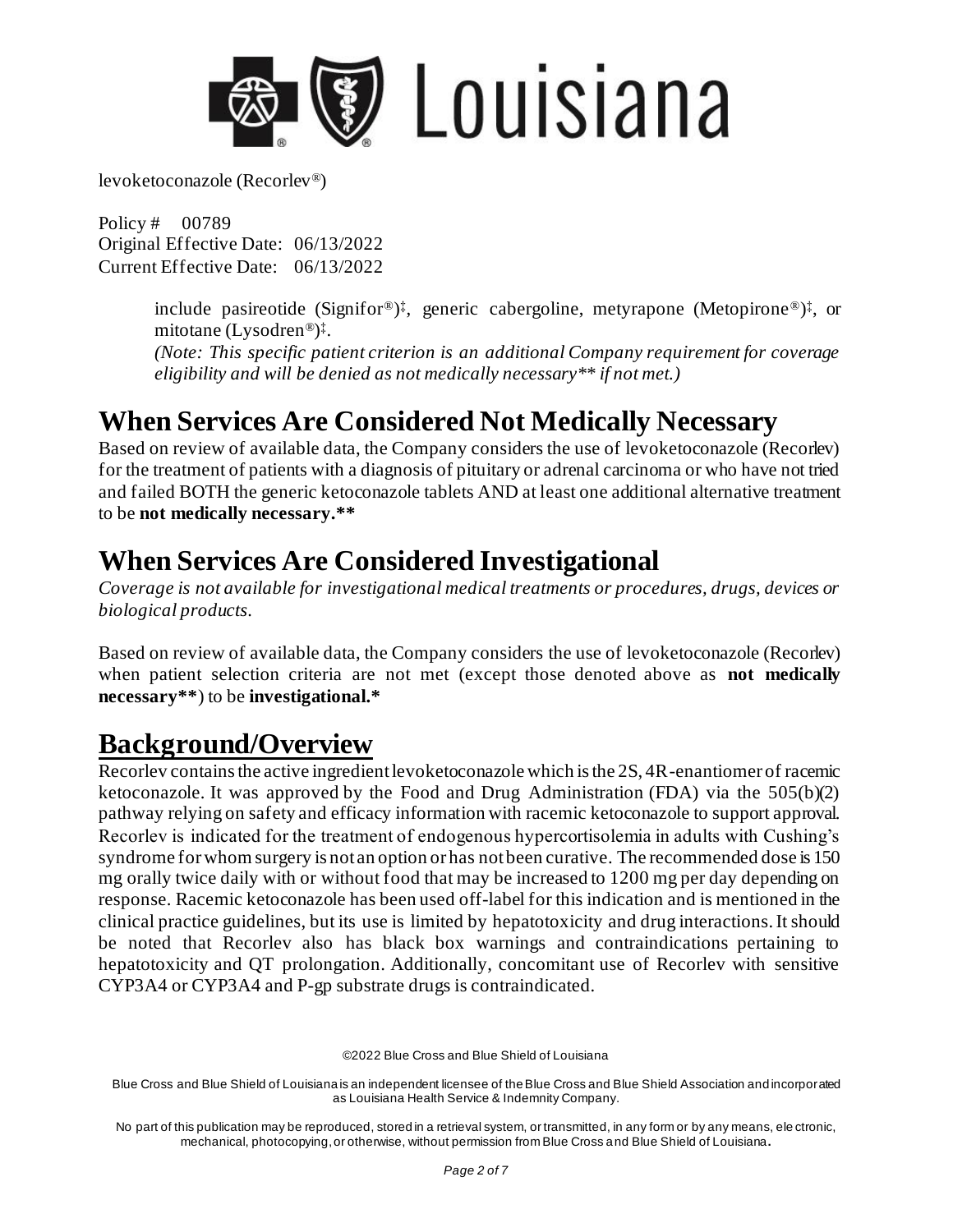include pasireotide (Signifor®)‡, generic cabergoline, metyrapone (Metopirone®)‡, or mitotane (Lysodren®)‡.

*(Note: This specific patient criterion is an additional Company requirement for coverage eligibility and will be denied as not medically necessary** if not met.)*

# When Services Are Considered Not Medically Necessary

Based on review of available data, the Company considers the use of levoketoconazole (Recorlev) for the treatment of patients with a diagnosis of pituitary or adrenal carcinoma or who have not tried and failed BOTH the generic ketoconazole tablets AND at least one additional alternative treatment to be **not medically necessary.****

# When Services Are Considered Investigational

*Coverage is not available for investigational medical treatments or procedures, drugs, devices or biological products.*

Based on review of available data, the Company considers the use of levoketoconazole (Recorlev) when patient selection criteria are not met (except those denoted above as **not medically necessary****) to be **investigational.***

# Background/Overview

Recorlev contains the active ingredient levoketoconazole which is the 2S, 4R-enantiomer of racemic ketoconazole. It was approved by the Food and Drug Administration (FDA) via the 505(b)(2) pathway relying on safety and efficacy information with racemic ketoconazole to support approval. Recorlev is indicated for the treatment of endogenous hypercortisolemia in adults with Cushing's syndrome for whom surgery is not an option or has not been curative. The recommended dose is 150 mg orally twice daily with or without food that may be increased to 1200 mg per day depending on response. Racemic ketoconazole has been used off-label for this indication and is mentioned in the clinical practice guidelines, but its use is limited by hepatotoxicity and drug interactions. It should be noted that Recorlev also has black box warnings and contraindications pertaining to hepatotoxicity and QT prolongation. Additionally, concomitant use of Recorlev with sensitive CYP3A4 or CYP3A4 and P-gp substrate drugs is contraindicated.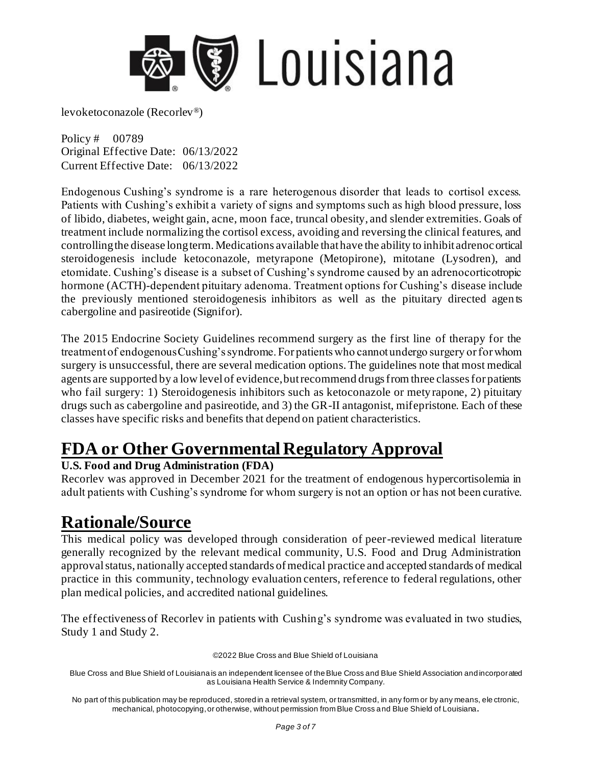levoketoconazole (Recorlev®)

Policy # 00789
Original Effective Date: 06/13/2022
Current Effective Date: 06/13/2022

Endogenous Cushing's syndrome is a rare heterogenous disorder that leads to cortisol excess. Patients with Cushing's exhibit a variety of signs and symptoms such as high blood pressure, loss of libido, diabetes, weight gain, acne, moon face, truncal obesity, and slender extremities. Goals of treatment include normalizing the cortisol excess, avoiding and reversing the clinical features, and controlling the disease long term. Medications available that have the ability to inhibit adrenocortical steroidogenesis include ketoconazole, metyrapone (Metopirone), mitotane (Lysodren), and etomidate. Cushing's disease is a subset of Cushing's syndrome caused by an adrenocorticotropic hormone (ACTH)-dependent pituitary adenoma. Treatment options for Cushing's disease include the previously mentioned steroidogenesis inhibitors as well as the pituitary directed agents cabergoline and pasireotide (Signifor).

The 2015 Endocrine Society Guidelines recommend surgery as the first line of therapy for the treatment of endogenous Cushing's syndrome. For patients who cannot undergo surgery or for whom surgery is unsuccessful, there are several medication options. The guidelines note that most medical agents are supported by a low level of evidence, but recommend drugs from three classes for patients who fail surgery: 1) Steroidogenesis inhibitors such as ketoconazole or metyrapone, 2) pituitary drugs such as cabergoline and pasireotide, and 3) the GR-II antagonist, mifepristone. Each of these classes have specific risks and benefits that depend on patient characteristics.

# FDA or Other Governmental Regulatory Approval

**U.S. Food and Drug Administration (FDA)**

Recorlev was approved in December 2021 for the treatment of endogenous hypercortisolemia in adult patients with Cushing's syndrome for whom surgery is not an option or has not been curative.

# Rationale/Source

This medical policy was developed through consideration of peer-reviewed medical literature generally recognized by the relevant medical community, U.S. Food and Drug Administration approval status, nationally accepted standards of medical practice and accepted standards of medical practice in this community, technology evaluation centers, reference to federal regulations, other plan medical policies, and accredited national guidelines.

The effectiveness of Recorlev in patients with Cushing's syndrome was evaluated in two studies, Study 1 and Study 2.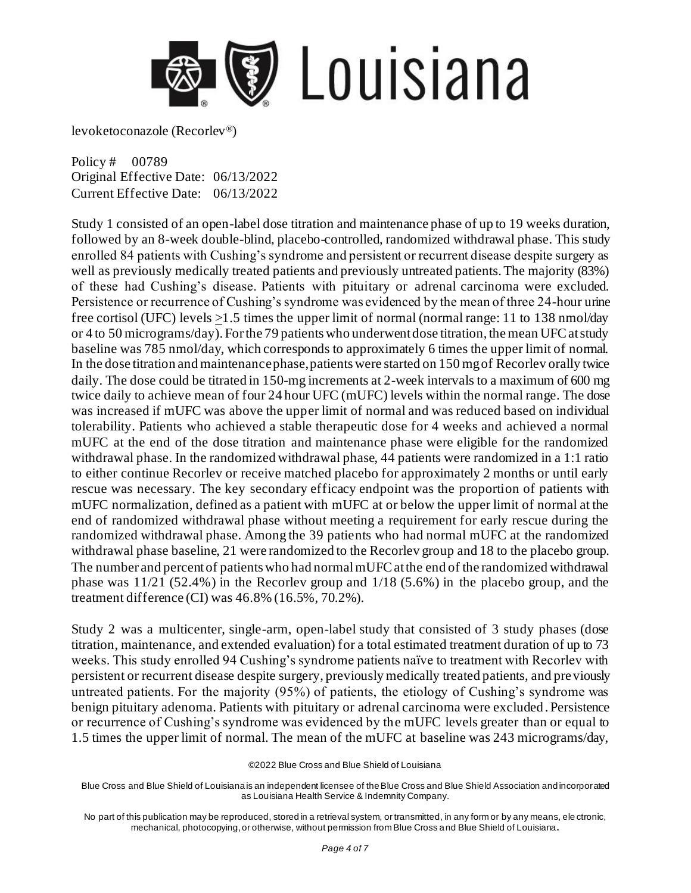Study 1 consisted of an open-label dose titration and maintenance phase of up to 19 weeks duration, followed by an 8-week double-blind, placebo-controlled, randomized withdrawal phase. This study enrolled 84 patients with Cushing's syndrome and persistent or recurrent disease despite surgery as well as previously medically treated patients and previously untreated patients. The majority (83%) of these had Cushing's disease. Patients with pituitary or adrenal carcinoma were excluded. Persistence or recurrence of Cushing's syndrome was evidenced by the mean of three 24-hour urine free cortisol (UFC) levels $\geq$1.5 times the upper limit of normal (normal range: 11 to 138 nmol/day or 4 to 50 micrograms/day). For the 79 patients who underwent dose titration, the mean UFC at study baseline was 785 nmol/day, which corresponds to approximately 6 times the upper limit of normal. In the dose titration and maintenance phase, patients were started on 150 mg of Recorlev orally twice daily. The dose could be titrated in 150-mg increments at 2-week intervals to a maximum of 600 mg twice daily to achieve mean of four 24 hour UFC (mUFC) levels within the normal range. The dose was increased if mUFC was above the upper limit of normal and was reduced based on individual tolerability. Patients who achieved a stable therapeutic dose for 4 weeks and achieved a normal mUFC at the end of the dose titration and maintenance phase were eligible for the randomized withdrawal phase. In the randomized withdrawal phase, 44 patients were randomized in a 1:1 ratio to either continue Recorlev or receive matched placebo for approximately 2 months or until early rescue was necessary. The key secondary efficacy endpoint was the proportion of patients with mUFC normalization, defined as a patient with mUFC at or below the upper limit of normal at the end of randomized withdrawal phase without meeting a requirement for early rescue during the randomized withdrawal phase. Among the 39 patients who had normal mUFC at the randomized withdrawal phase baseline, 21 were randomized to the Recorlev group and 18 to the placebo group. The number and percent of patients who had normal mUFC at the end of the randomized withdrawal phase was 11/21 (52.4%) in the Recorlev group and 1/18 (5.6%) in the placebo group, and the treatment difference (CI) was 46.8% (16.5%, 70.2%).

Study 2 was a multicenter, single-arm, open-label study that consisted of 3 study phases (dose titration, maintenance, and extended evaluation) for a total estimated treatment duration of up to 73 weeks. This study enrolled 94 Cushing's syndrome patients naïve to treatment with Recorlev with persistent or recurrent disease despite surgery, previously medically treated patients, and previously untreated patients. For the majority (95%) of patients, the etiology of Cushing's syndrome was benign pituitary adenoma. Patients with pituitary or adrenal carcinoma were excluded. Persistence or recurrence of Cushing's syndrome was evidenced by the mUFC levels greater than or equal to 1.5 times the upper limit of normal. The mean of the mUFC at baseline was 243 micrograms/day,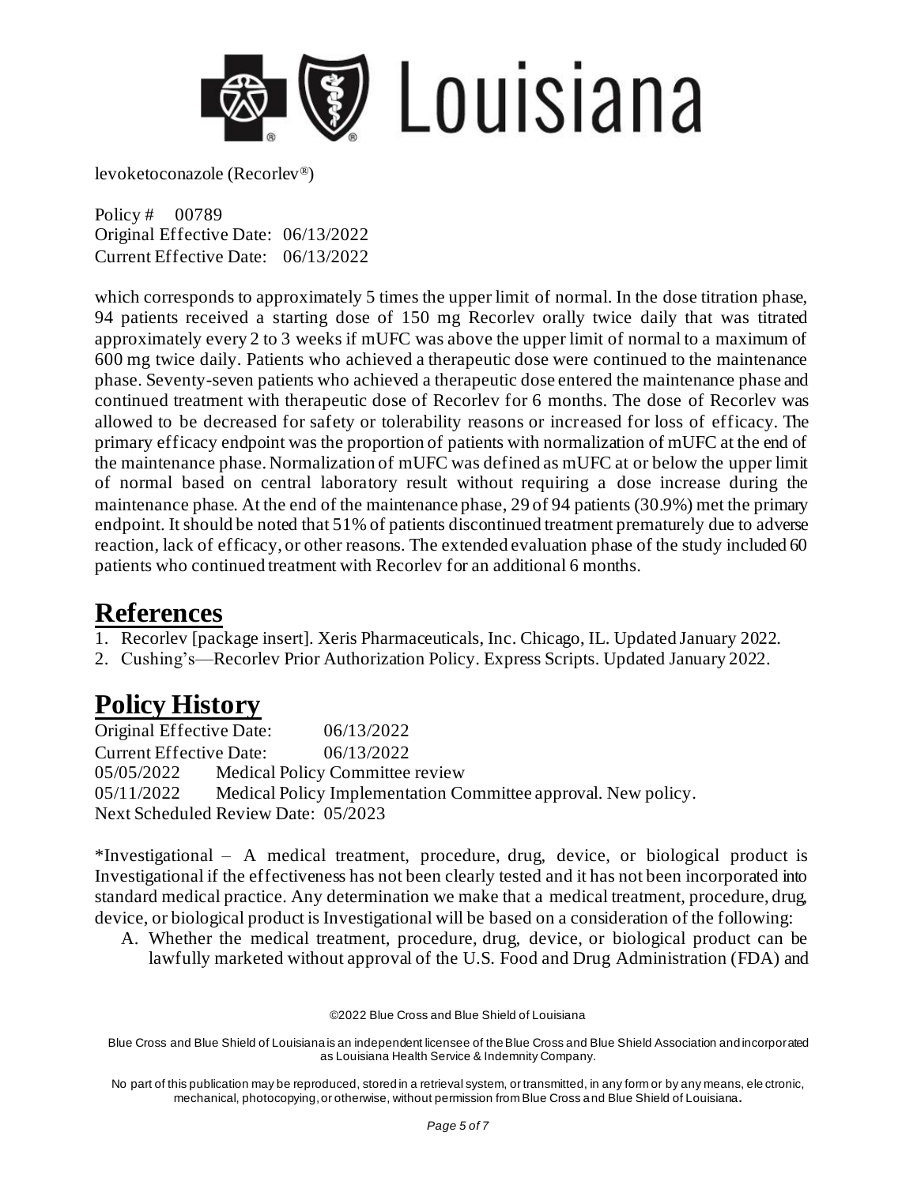which corresponds to approximately 5 times the upper limit of normal. In the dose titration phase, 94 patients received a starting dose of 150 mg Recorlev orally twice daily that was titrated approximately every 2 to 3 weeks if mUFC was above the upper limit of normal to a maximum of 600 mg twice daily. Patients who achieved a therapeutic dose were continued to the maintenance phase. Seventy-seven patients who achieved a therapeutic dose entered the maintenance phase and continued treatment with therapeutic dose of Recorlev for 6 months. The dose of Recorlev was allowed to be decreased for safety or tolerability reasons or increased for loss of efficacy. The primary efficacy endpoint was the proportion of patients with normalization of mUFC at the end of the maintenance phase. Normalization of mUFC was defined as mUFC at or below the upper limit of normal based on central laboratory result without requiring a dose increase during the maintenance phase. At the end of the maintenance phase, 29 of 94 patients (30.9%) met the primary endpoint. It should be noted that 51% of patients discontinued treatment prematurely due to adverse reaction, lack of efficacy, or other reasons. The extended evaluation phase of the study included 60 patients who continued treatment with Recorlev for an additional 6 months.

# References

1. Recorlev [package insert]. Xeris Pharmaceuticals, Inc. Chicago, IL. Updated January 2022.
2. Cushing's—Recorlev Prior Authorization Policy. Express Scripts. Updated January 2022.

# Policy History

Original Effective Date: 06/13/2022
Current Effective Date: 06/13/2022
05/05/2022 Medical Policy Committee review
05/11/2022 Medical Policy Implementation Committee approval. New policy.
Next Scheduled Review Date: 05/2023

*Investigational – A medical treatment, procedure, drug, device, or biological product is Investigational if the effectiveness has not been clearly tested and it has not been incorporated into standard medical practice. Any determination we make that a medical treatment, procedure, drug, device, or biological product is Investigational will be based on a consideration of the following:

A. Whether the medical treatment, procedure, drug, device, or biological product can be lawfully marketed without approval of the U.S. Food and Drug Administration (FDA) and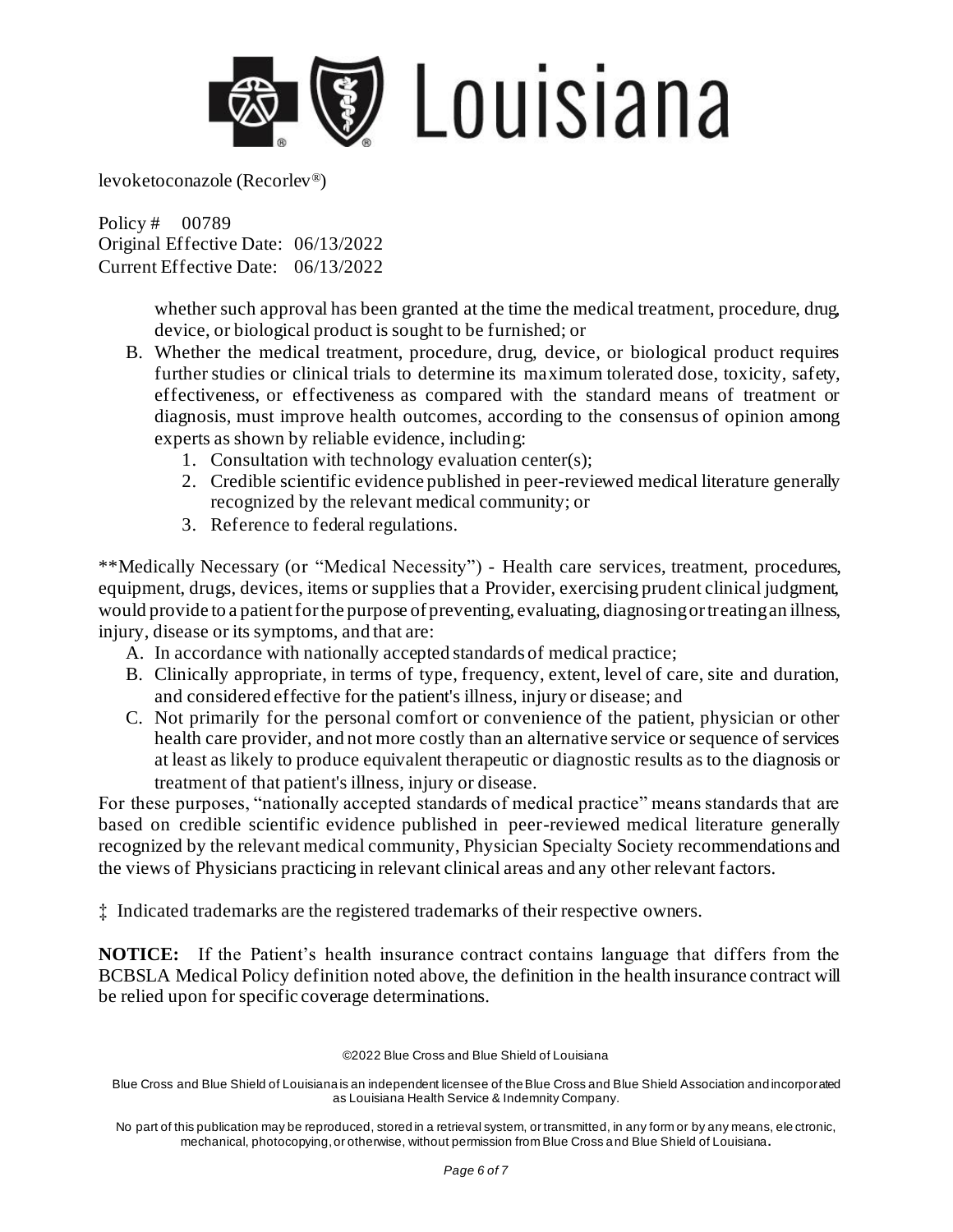whether such approval has been granted at the time the medical treatment, procedure, drug, device, or biological product is sought to be furnished; or

B. Whether the medical treatment, procedure, drug, device, or biological product requires further studies or clinical trials to determine its maximum tolerated dose, toxicity, safety, effectiveness, or effectiveness as compared with the standard means of treatment or diagnosis, must improve health outcomes, according to the consensus of opinion among experts as shown by reliable evidence, including:
   1. Consultation with technology evaluation center(s);
   2. Credible scientific evidence published in peer-reviewed medical literature generally recognized by the relevant medical community; or
   3. Reference to federal regulations.

**Medically Necessary (or "Medical Necessity") - Health care services, treatment, procedures, equipment, drugs, devices, items or supplies that a Provider, exercising prudent clinical judgment, would provide to a patient for the purpose of preventing, evaluating, diagnosing or treating an illness, injury, disease or its symptoms, and that are:

A. In accordance with nationally accepted standards of medical practice;
B. Clinically appropriate, in terms of type, frequency, extent, level of care, site and duration, and considered effective for the patient's illness, injury or disease; and
C. Not primarily for the personal comfort or convenience of the patient, physician or other health care provider, and not more costly than an alternative service or sequence of services at least as likely to produce equivalent therapeutic or diagnostic results as to the diagnosis or treatment of that patient's illness, injury or disease.

For these purposes, "nationally accepted standards of medical practice" means standards that are based on credible scientific evidence published in peer-reviewed medical literature generally recognized by the relevant medical community, Physician Specialty Society recommendations and the views of Physicians practicing in relevant clinical areas and any other relevant factors.

‡ Indicated trademarks are the registered trademarks of their respective owners.

**NOTICE:** If the Patient's health insurance contract contains language that differs from the BCBSLA Medical Policy definition noted above, the definition in the health insurance contract will be relied upon for specific coverage determinations.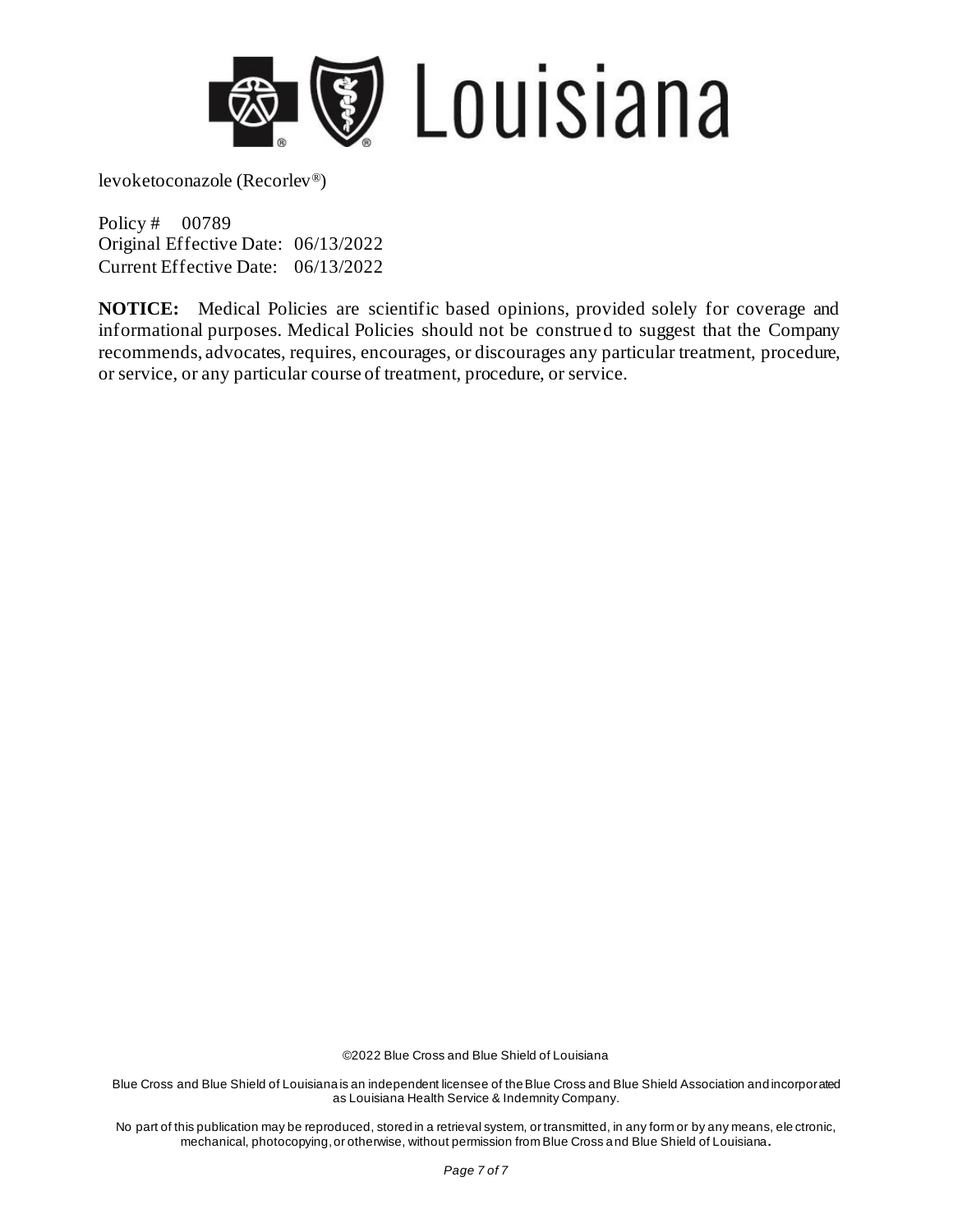levoketoconazole (Recorlev®)

Policy # 00789
Original Effective Date: 06/13/2022
Current Effective Date: 06/13/2022

**NOTICE:** Medical Policies are scientific based opinions, provided solely for coverage and informational purposes. Medical Policies should not be construed to suggest that the Company recommends, advocates, requires, encourages, or discourages any particular treatment, procedure, or service, or any particular course of treatment, procedure, or service.

©2022 Blue Cross and Blue Shield of Louisiana

Blue Cross and Blue Shield of Louisiana is an independent licensee of the Blue Cross and Blue Shield Association and incorporated as Louisiana Health Service & Indemnity Company.

No part of this publication may be reproduced, stored in a retrieval system, or transmitted, in any form or by any means, electronic, mechanical, photocopying, or otherwise, without permission from Blue Cross and Blue Shield of Louisiana.